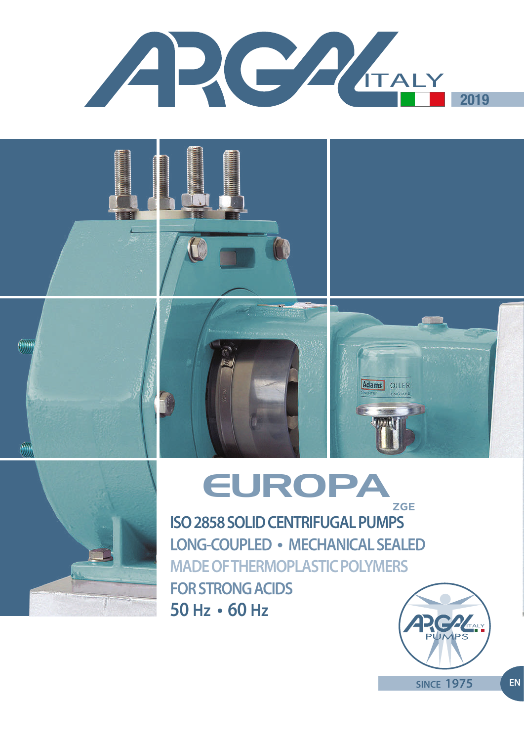# ARGAL ITALY

2019

# EUROPA

ZGE

**ISO 2858 SOLID CENTRIFUGAL PUMPS**

**LONG-COUPLED • MECHANICAL SEALED**

**MADE OF THERMOPLASTIC POLYMERS**

**FOR STRONG ACIDS**

**50 Hz • 60 Hz**

ARGAL ITALY PUMPS

SINCE 1975

EN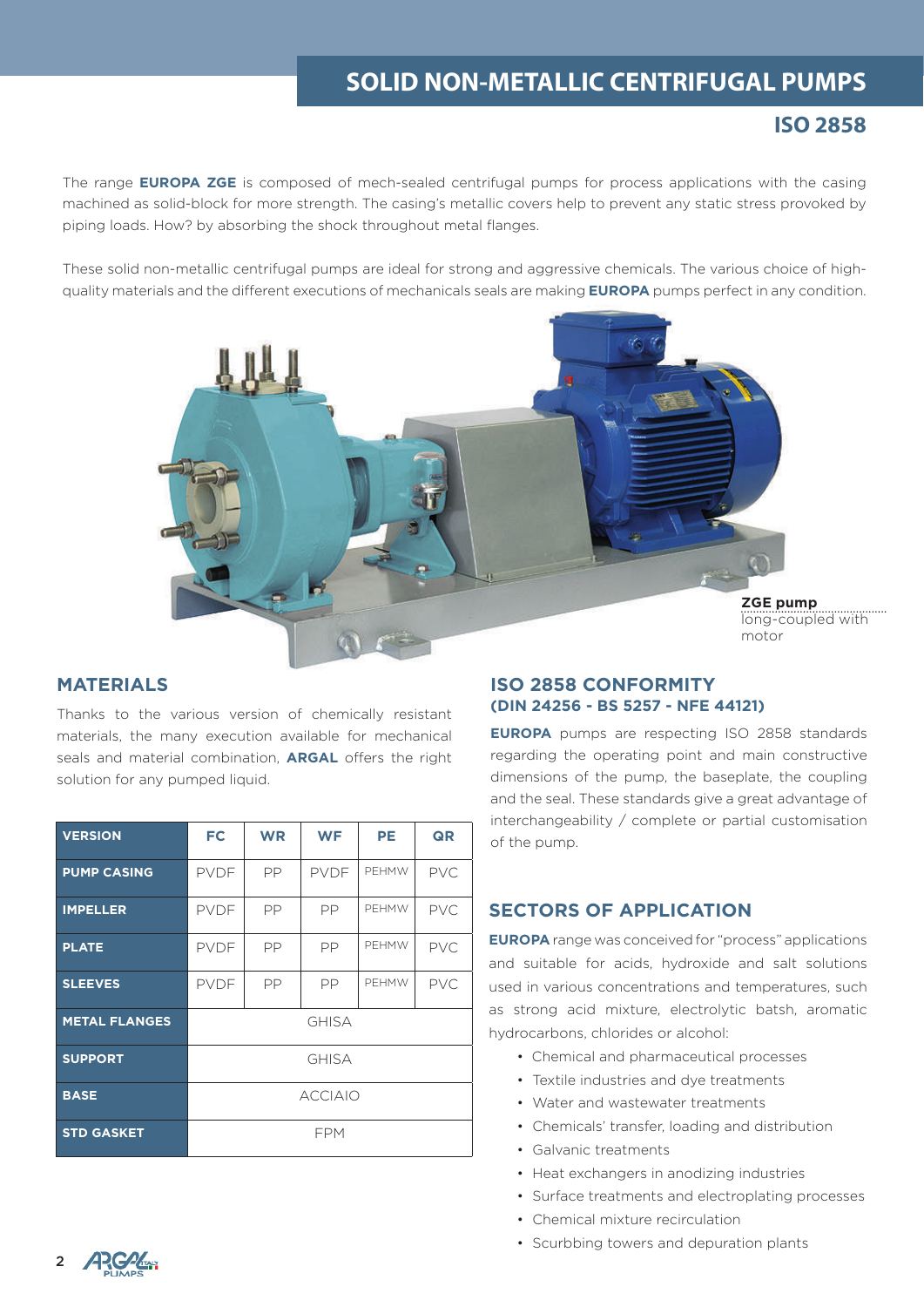# SOLID NON-METALLIC CENTRIFUGAL PUMPS

## ISO 2858

The range **EUROPA ZGE** is composed of mech-sealed centrifugal pumps for process applications with the casing machined as solid-block for more strength. The casing's metallic covers help to prevent any static stress provoked by piping loads. How? by absorbing the shock throughout metal flanges.

These solid non-metallic centrifugal pumps are ideal for strong and aggressive chemicals. The various choice of high-quality materials and the different executions of mechanicals seals are making **EUROPA** pumps perfect in any condition.

**ZGE pump**
long-coupled with motor

## MATERIALS

Thanks to the various version of chemically resistant materials, the many execution available for mechanical seals and material combination, **ARGAL** offers the right solution for any pumped liquid.

| VERSION | FC | WR | WF | PE | QR |
|---|---|---|---|---|---|
| PUMP CASING | PVDF | PP | PVDF | PEHMW | PVC |
| IMPELLER | PVDF | PP | PP | PEHMW | PVC |
| PLATE | PVDF | PP | PP | PEHMW | PVC |
| SLEEVES | PVDF | PP | PP | PEHMW | PVC |
| METAL FLANGES | GHISA | | | | |
| SUPPORT | GHISA | | | | |
| BASE | ACCIAIO | | | | |
| STD GASKET | FPM | | | | |

## ISO 2858 CONFORMITY
### (DIN 24256 - BS 5257 - NFE 44121)

**EUROPA** pumps are respecting ISO 2858 standards regarding the operating point and main constructive dimensions of the pump, the baseplate, the coupling and the seal. These standards give a great advantage of interchangeability / complete or partial customisation of the pump.

## SECTORS OF APPLICATION

**EUROPA** range was conceived for "process" applications and suitable for acids, hydroxide and salt solutions used in various concentrations and temperatures, such as strong acid mixture, electrolytic batsh, aromatic hydrocarbons, chlorides or alcohol:

- Chemical and pharmaceutical processes
- Textile industries and dye treatments
- Water and wastewater treatments
- Chemicals' transfer, loading and distribution
- Galvanic treatments
- Heat exchangers in anodizing industries
- Surface treatments and electroplating processes
- Chemical mixture recirculation
- Scurbbing towers and depuration plants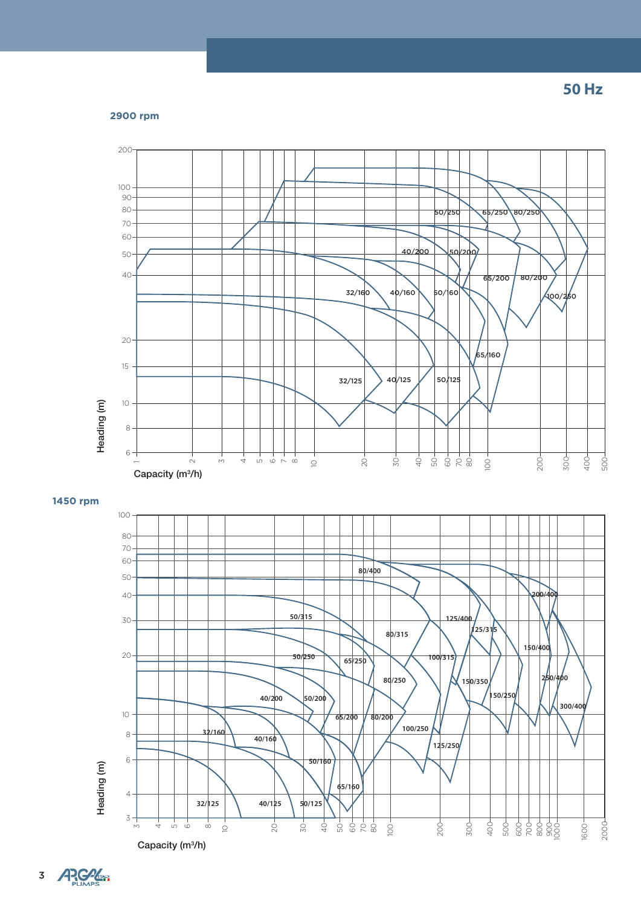# 50 Hz

## 2900 rpm

Heading (m)

200
100
90
80
70
60
50
40
20
15
10
8
6

Capacity (m³/h)

1 2 3 4 5 6 7 8 10 20 30 40 50 60 70 80 100 200 300 400 500

50/250 65/250 80/250
40/200 50/200
65/200 80/200
32/160 40/160 50/160
100/250
65/160
32/125 40/125 50/125

## 1450 rpm

Heading (m)

100
80
70
60
50
40
30
20
10
8
6
4
3

Capacity (m³/h)

3 4 5 6 8 10 20 30 40 50 60 70 80 100 200 300 400 500 600 700 800 900 1000 1600 2000

80/400
200/400
50/315
125/400
125/315
80/315
150/400
50/250
100/315
65/250
250/400
80/250
150/350
150/250
40/200 50/200
300/400
65/200 80/200
32/160
100/250
40/160
125/250
50/160
65/160
32/125 40/125 50/125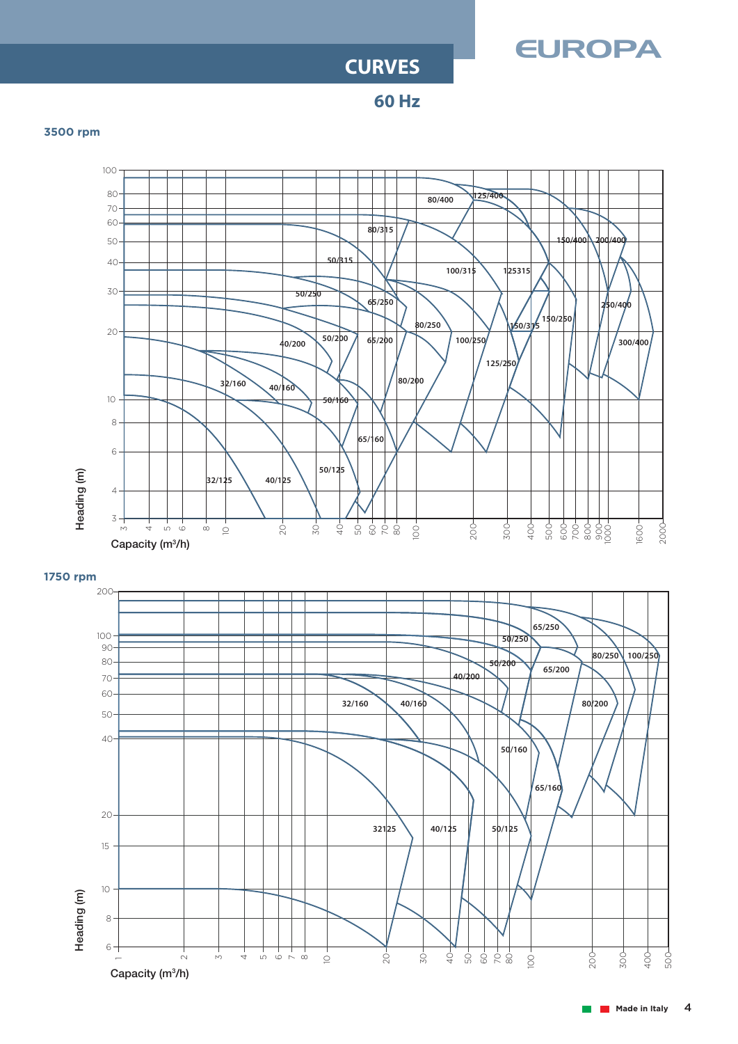# CURVES

## 60 Hz

### 3500 rpm

Heading (m)

100
80
70
60
50
40
30
20
10
8
6
4
3

Capacity (m³/h)

3 4 5 6 8 10 20 30 40 50 60 70 80 100 200 300 400 500 600 700 800 900 1000 1600 2000

80/400
125/400
80/315
50/315
100/315
125315
150/400
200/400
50/250
65/250
250/400
150/250
80/250
150/315
50/200
65/200
100/250
300/400
40/200
125/250
80/200
32/160
40/160
50/160
65/160
50/125
32/125
40/125

### 1750 rpm

Heading (m)

200
100
90
80
70
60
50
40
20
15
10
8
6

Capacity (m³/h)

1 2 3 4 5 6 7 8 10 20 30 40 50 60 70 80 100 200 300 400 500

65/250
50/250
80/250
100/250
50/200
65/200
40/200
32/160
40/160
80/200
50/160
65/160
32125
40/125
50/125

Made in Italy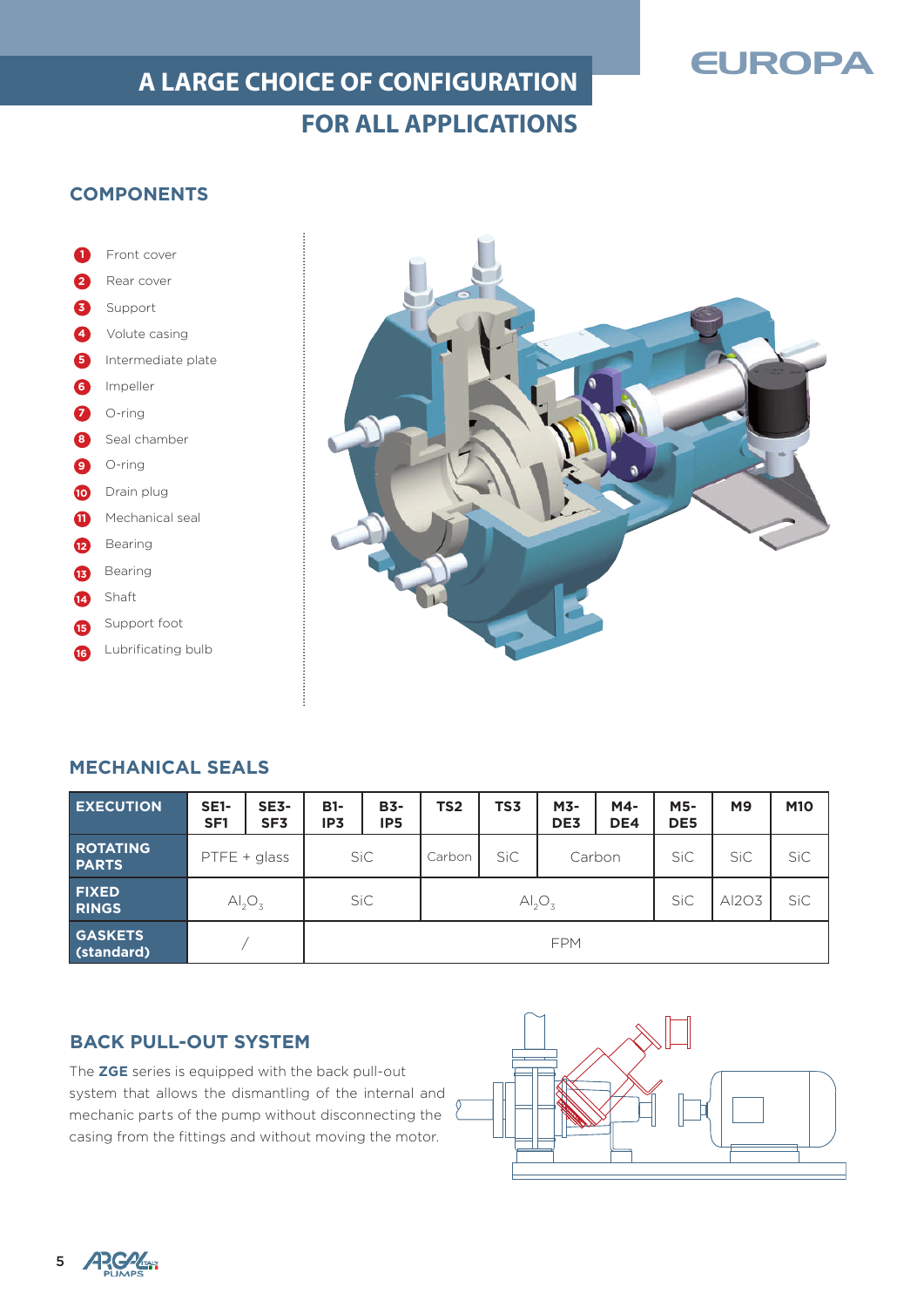# A LARGE CHOICE OF CONFIGURATION FOR ALL APPLICATIONS

EUROPA

## COMPONENTS

1. Front cover
2. Rear cover
3. Support
4. Volute casing
5. Intermediate plate
6. Impeller
7. O-ring
8. Seal chamber
9. O-ring
10. Drain plug
11. Mechanical seal
12. Bearing
13. Bearing
14. Shaft
15. Support foot
16. Lubrificating bulb

## MECHANICAL SEALS

| EXECUTION | SE1-SF1 | SE3-SF3 | B1-IP3 | B3-IP5 | TS2 | TS3 | M3-DE3 | M4-DE4 | M5-DE5 | M9 | M10 |
|---|---|---|---|---|---|---|---|---|---|---|---|
| ROTATING PARTS | PTFE + glass | | SiC | | Carbon | SiC | Carbon | | SiC | SiC | SiC |
| FIXED RINGS | $Al_2O_3$ | | SiC | | $Al_2O_3$ | | | | SiC | Al2O3 | SiC |
| GASKETS (standard) | / | | FPM | | | | | | | | |

## BACK PULL-OUT SYSTEM

The **ZGE** series is equipped with the back pull-out system that allows the dismantling of the internal and mechanic parts of the pump without disconnecting the casing from the fittings and without moving the motor.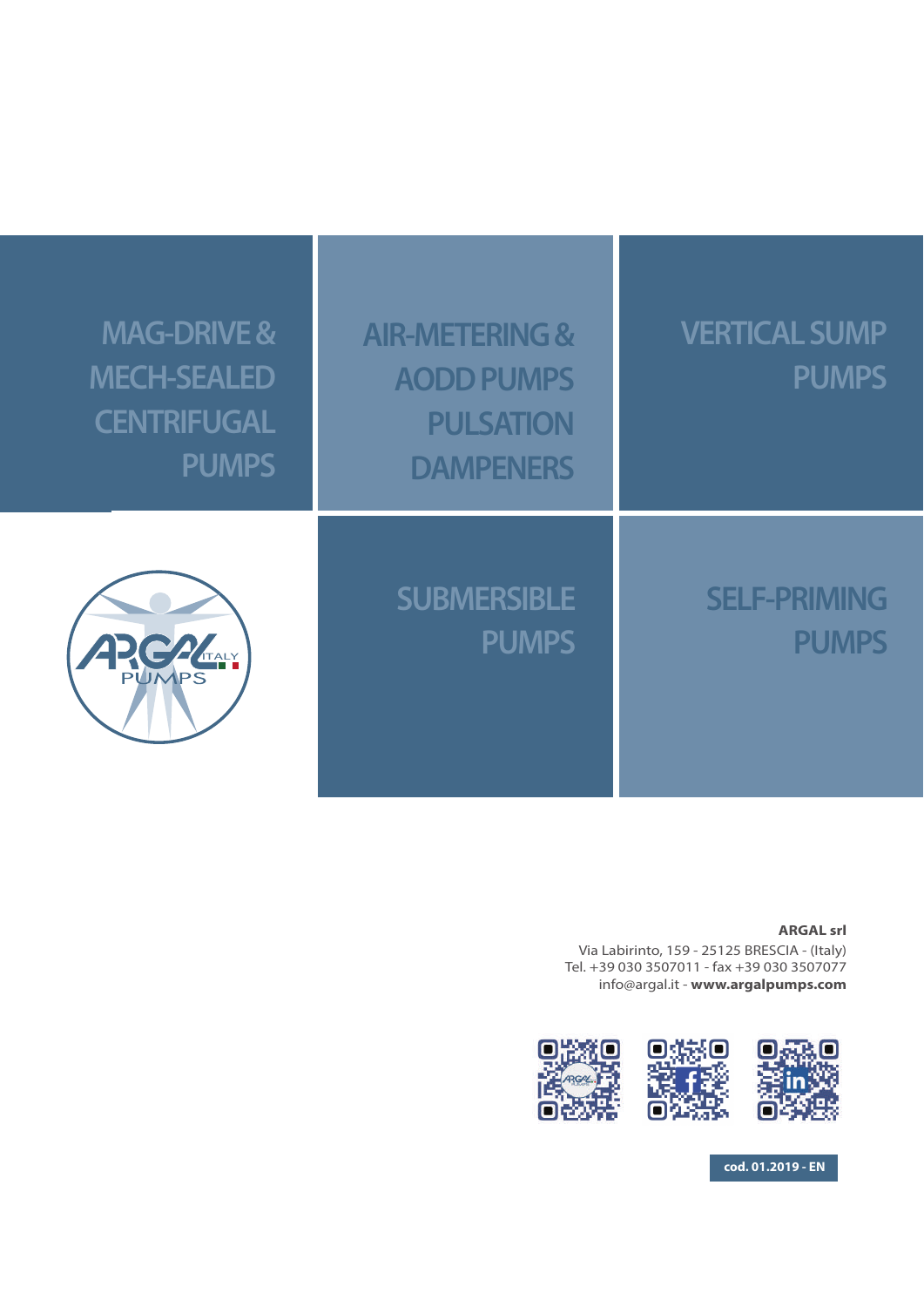MAG-DRIVE & MECH-SEALED CENTRIFUGAL PUMPS

AIR-METERING & AODD PUMPS PULSATION DAMPENERS

VERTICAL SUMP PUMPS

SUBMERSIBLE PUMPS

SELF-PRIMING PUMPS

**ARGAL srl**
Via Labirinto, 159 - 25125 BRESCIA - (Italy)
Tel. +39 030 3507011 - fax +39 030 3507077
info@argal.it - **www.argalpumps.com**

**cod. 01.2019 - EN**